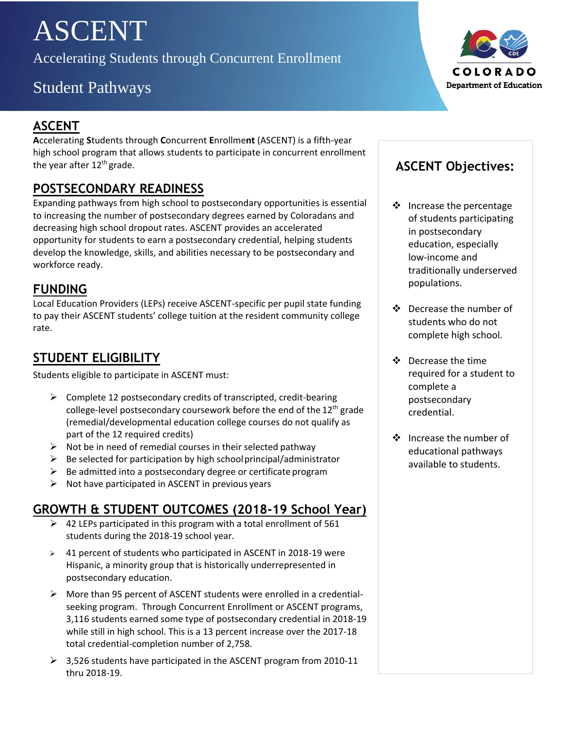# ASCENT

Accelerating Students through Concurrent Enrollment

Student Pathways

COLORADO
Department of Education

## ASCENT

**A**ccelerating **S**tudents through **C**oncurrent **E**nrollme**nt** (ASCENT) is a fifth-year high school program that allows students to participate in concurrent enrollment the year after 12th grade.

## POSTSECONDARY READINESS

Expanding pathways from high school to postsecondary opportunities is essential to increasing the number of postsecondary degrees earned by Coloradans and decreasing high school dropout rates. ASCENT provides an accelerated opportunity for students to earn a postsecondary credential, helping students develop the knowledge, skills, and abilities necessary to be postsecondary and workforce ready.

## FUNDING

Local Education Providers (LEPs) receive ASCENT-specific per pupil state funding to pay their ASCENT students' college tuition at the resident community college rate.

## STUDENT ELIGIBILITY

Students eligible to participate in ASCENT must:

- Complete 12 postsecondary credits of transcripted, credit-bearing college-level postsecondary coursework before the end of the 12th grade (remedial/developmental education college courses do not qualify as part of the 12 required credits)
- Not be in need of remedial courses in their selected pathway
- Be selected for participation by high school principal/administrator
- Be admitted into a postsecondary degree or certificate program
- Not have participated in ASCENT in previous years

## GROWTH & STUDENT OUTCOMES (2018-19 School Year)

- 42 LEPs participated in this program with a total enrollment of 561 students during the 2018-19 school year.
- 41 percent of students who participated in ASCENT in 2018-19 were Hispanic, a minority group that is historically underrepresented in postsecondary education.
- More than 95 percent of ASCENT students were enrolled in a credential-seeking program. Through Concurrent Enrollment or ASCENT programs, 3,116 students earned some type of postsecondary credential in 2018-19 while still in high school. This is a 13 percent increase over the 2017-18 total credential-completion number of 2,758.
- 3,526 students have participated in the ASCENT program from 2010-11 thru 2018-19.

## ASCENT Objectives:

- Increase the percentage of students participating in postsecondary education, especially low-income and traditionally underserved populations.
- Decrease the number of students who do not complete high school.
- Decrease the time required for a student to complete a postsecondary credential.
- Increase the number of educational pathways available to students.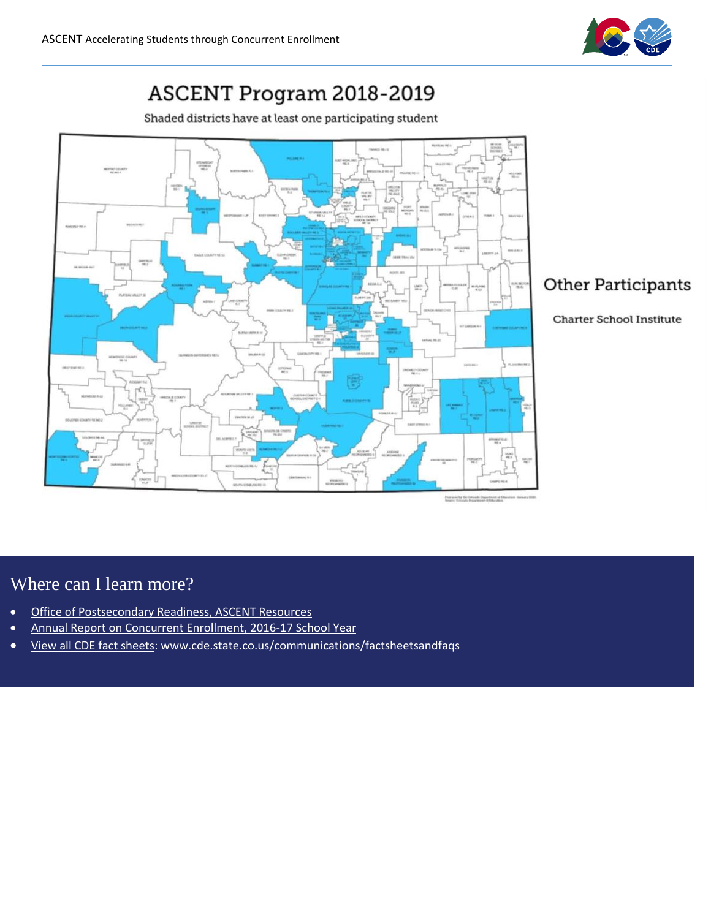# ASCENT Program 2018-2019

Shaded districts have at least one participating student

Other Participants

Charter School Institute

## Where can I learn more?

- Office of Postsecondary Readiness, ASCENT Resources
- Annual Report on Concurrent Enrollment, 2016-17 School Year
- View all CDE fact sheets: www.cde.state.co.us/communications/factsheetsandfaqs